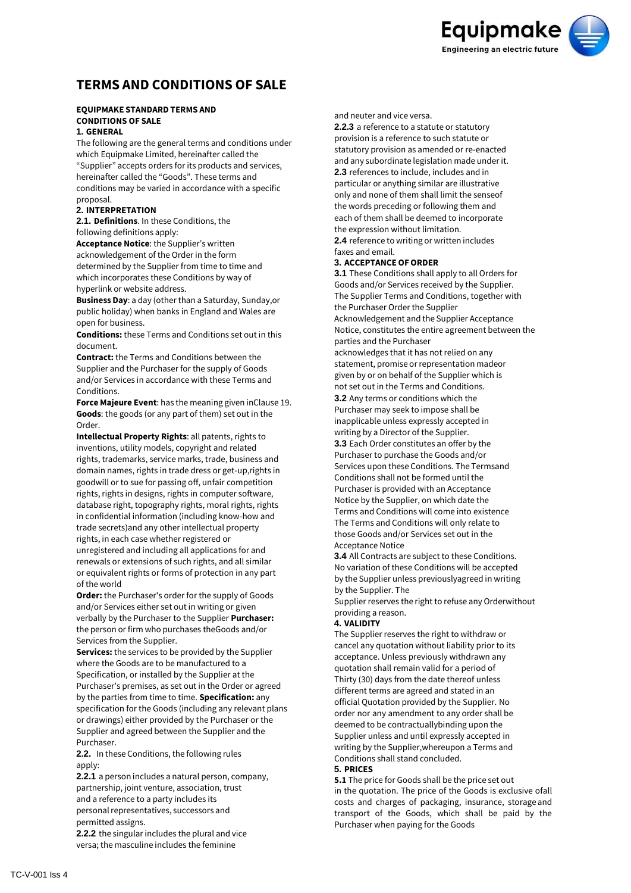# TERMS AND CONDITIONS OF SALE

**EQUIPMAKE STANDARD TERMS AND CONDITIONS OF SALE**

## 1. GENERAL

The following are the general terms and conditions under which Equipmake Limited, hereinafter called the "Supplier" accepts orders for its products and services, hereinafter called the "Goods". These terms and conditions may be varied in accordance with a specific proposal.

## 2. INTERPRETATION

**2.1. Definitions**. In these Conditions, the following definitions apply:

**Acceptance Notice**: the Supplier's written acknowledgement of the Order in the form determined by the Supplier from time to time and which incorporates these Conditions by way of hyperlink or website address.

**Business Day**: a day (other than a Saturday, Sunday,or public holiday) when banks in England and Wales are open for business.

**Conditions:** these Terms and Conditions set out in this document.

**Contract:** the Terms and Conditions between the Supplier and the Purchaser for the supply of Goods and/or Services in accordance with these Terms and Conditions.

**Force Majeure Event**: has the meaning given inClause 19.

**Goods**: the goods (or any part of them) set out in the Order.

**Intellectual Property Rights**: all patents, rights to inventions, utility models, copyright and related rights, trademarks, service marks, trade, business and domain names, rights in trade dress or get-up,rights in goodwill or to sue for passing off, unfair competition rights, rights in designs, rights in computer software, database right, topography rights, moral rights, rights in confidential information (including know-how and trade secrets)and any other intellectual property rights, in each case whether registered or unregistered and including all applications for and renewals or extensions of such rights, and all similar or equivalent rights or forms of protection in any part of the world

**Order:** the Purchaser's order for the supply of Goods and/or Services either set out in writing or given verbally by the Purchaser to the Supplier **Purchaser:** the person or firm who purchases theGoods and/or Services from the Supplier.

**Services:** the services to be provided by the Supplier where the Goods are to be manufactured to a Specification, or installed by the Supplier at the Purchaser's premises, as set out in the Order or agreed by the parties from time to time. **Specification:** any specification for the Goods (including any relevant plans or drawings) either provided by the Purchaser or the Supplier and agreed between the Supplier and the Purchaser.

**2.2.** In these Conditions, the following rules apply:

**2.2.1** a person includes a natural person, company, partnership, joint venture, association, trust and a reference to a party includes its personal representatives, successors and permitted assigns.

**2.2.2** the singular includes the plural and vice versa; the masculine includes the feminine and neuter and vice versa.

**2.2.3** a reference to a statute or statutory provision is a reference to such statute or statutory provision as amended or re-enacted and any subordinate legislation made under it.

**2.3** references to include, includes and in particular or anything similar are illustrative only and none of them shall limit the senseof the words preceding or following them and each of them shall be deemed to incorporate the expression without limitation.

**2.4** reference to writing or written includes faxes and email.

## 3. ACCEPTANCE OF ORDER

**3.1** These Conditions shall apply to all Orders for Goods and/or Services received by the Supplier. The Supplier Terms and Conditions, together with the Purchaser Order the Supplier Acknowledgement and the Supplier Acceptance Notice, constitutes the entire agreement between the parties and the Purchaser acknowledges that it has not relied on any statement, promise or representation madeor given by or on behalf of the Supplier which is not set out in the Terms and Conditions.

**3.2** Any terms or conditions which the Purchaser may seek to impose shall be inapplicable unless expressly accepted in writing by a Director of the Supplier.

**3.3** Each Order constitutes an offer by the Purchaser to purchase the Goods and/or Services upon these Conditions. The Termsand Conditions shall not be formed until the Purchaser is provided with an Acceptance Notice by the Supplier, on which date the Terms and Conditions will come into existence The Terms and Conditions will only relate to those Goods and/or Services set out in the Acceptance Notice

**3.4** All Contracts are subject to these Conditions. No variation of these Conditions will be accepted by the Supplier unless previouslyagreed in writing by the Supplier. The Supplier reserves the right to refuse any Orderwithout providing a reason.

## 4. VALIDITY

The Supplier reserves the right to withdraw or cancel any quotation without liability prior to its acceptance. Unless previously withdrawn any quotation shall remain valid for a period of Thirty (30) days from the date thereof unless different terms are agreed and stated in an official Quotation provided by the Supplier. No order nor any amendment to any order shall be deemed to be contractuallybinding upon the Supplier unless and until expressly accepted in writing by the Supplier,whereupon a Terms and Conditions shall stand concluded.

## 5. PRICES

**5.1** The price for Goods shall be the price set out in the quotation. The price of the Goods is exclusive ofall costs and charges of packaging, insurance, storage and transport of the Goods, which shall be paid by the Purchaser when paying for the Goods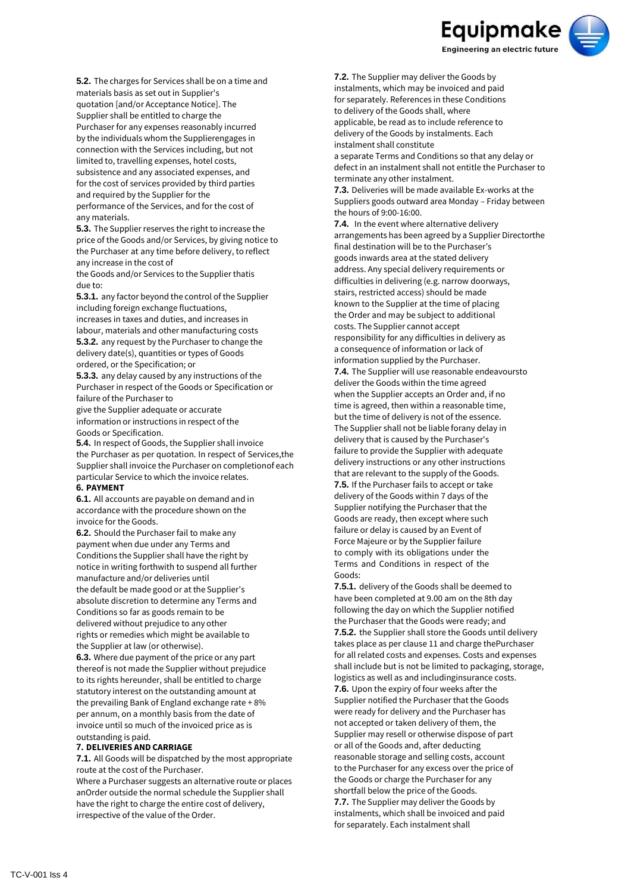**5.2.** The charges for Services shall be on a time and materials basis as set out in Supplier's quotation [and/or Acceptance Notice]. The Supplier shall be entitled to charge the Purchaser for any expenses reasonably incurred by the individuals whom the Supplierengages in connection with the Services including, but not limited to, travelling expenses, hotel costs, subsistence and any associated expenses, and for the cost of services provided by third parties and required by the Supplier for the performance of the Services, and for the cost of any materials.

**5.3.** The Supplier reserves the right to increase the price of the Goods and/or Services, by giving notice to the Purchaser at any time before delivery, to reflect any increase in the cost of the Goods and/or Services to the Supplier thatis due to:

**5.3.1.** any factor beyond the control of the Supplier including foreign exchange fluctuations, increases in taxes and duties, and increases in labour, materials and other manufacturing costs

**5.3.2.** any request by the Purchaser to change the delivery date(s), quantities or types of Goods ordered, or the Specification; or

**5.3.3.** any delay caused by any instructions of the Purchaser in respect of the Goods or Specification or failure of the Purchaser to give the Supplier adequate or accurate information or instructions in respect of the Goods or Specification.

**5.4.** In respect of Goods, the Supplier shall invoice the Purchaser as per quotation. In respect of Services,the Supplier shall invoice the Purchaser on completionof each particular Service to which the invoice relates.

**6. PAYMENT**

**6.1.** All accounts are payable on demand and in accordance with the procedure shown on the invoice for the Goods.

**6.2.** Should the Purchaser fail to make any payment when due under any Terms and Conditions the Supplier shall have the right by notice in writing forthwith to suspend all further manufacture and/or deliveries until the default be made good or at the Supplier's absolute discretion to determine any Terms and Conditions so far as goods remain to be delivered without prejudice to any other rights or remedies which might be available to the Supplier at law (or otherwise).

**6.3.** Where due payment of the price or any part thereof is not made the Supplier without prejudice to its rights hereunder, shall be entitled to charge statutory interest on the outstanding amount at the prevailing Bank of England exchange rate + 8% per annum, on a monthly basis from the date of invoice until so much of the invoiced price as is outstanding is paid.

**7. DELIVERIES AND CARRIAGE**

**7.1.** All Goods will be dispatched by the most appropriate route at the cost of the Purchaser.

Where a Purchaser suggests an alternative route or places anOrder outside the normal schedule the Supplier shall have the right to charge the entire cost of delivery, irrespective of the value of the Order.

**7.2.** The Supplier may deliver the Goods by instalments, which may be invoiced and paid for separately. References in these Conditions to delivery of the Goods shall, where applicable, be read as to include reference to delivery of the Goods by instalments. Each instalment shall constitute a separate Terms and Conditions so that any delay or defect in an instalment shall not entitle the Purchaser to terminate any other instalment.

**7.3.** Deliveries will be made available Ex-works at the Suppliers goods outward area Monday – Friday between the hours of 9:00-16:00.

**7.4.** In the event where alternative delivery arrangements has been agreed by a Supplier Directorthe final destination will be to the Purchaser's goods inwards area at the stated delivery address. Any special delivery requirements or difficulties in delivering (e.g. narrow doorways, stairs, restricted access) should be made known to the Supplier at the time of placing the Order and may be subject to additional costs. The Supplier cannot accept responsibility for any difficulties in delivery as a consequence of information or lack of information supplied by the Purchaser.

**7.4.** The Supplier will use reasonable endeavoursto deliver the Goods within the time agreed when the Supplier accepts an Order and, if no time is agreed, then within a reasonable time, but the time of delivery is not of the essence. The Supplier shall not be liable forany delay in delivery that is caused by the Purchaser's failure to provide the Supplier with adequate delivery instructions or any other instructions that are relevant to the supply of the Goods.

**7.5.** If the Purchaser fails to accept or take delivery of the Goods within 7 days of the Supplier notifying the Purchaser that the Goods are ready, then except where such failure or delay is caused by an Event of Force Majeure or by the Supplier failure to comply with its obligations under the Terms and Conditions in respect of the Goods:

**7.5.1.** delivery of the Goods shall be deemed to have been completed at 9.00 am on the 8th day following the day on which the Supplier notified the Purchaser that the Goods were ready; and

**7.5.2.** the Supplier shall store the Goods until delivery takes place as per clause 11 and charge thePurchaser for all related costs and expenses. Costs and expenses shall include but is not be limited to packaging, storage, logistics as well as and includinginsurance costs.

**7.6.** Upon the expiry of four weeks after the Supplier notified the Purchaser that the Goods were ready for delivery and the Purchaser has not accepted or taken delivery of them, the Supplier may resell or otherwise dispose of part or all of the Goods and, after deducting reasonable storage and selling costs, account to the Purchaser for any excess over the price of the Goods or charge the Purchaser for any shortfall below the price of the Goods.

**7.7.** The Supplier may deliver the Goods by instalments, which shall be invoiced and paid for separately. Each instalment shall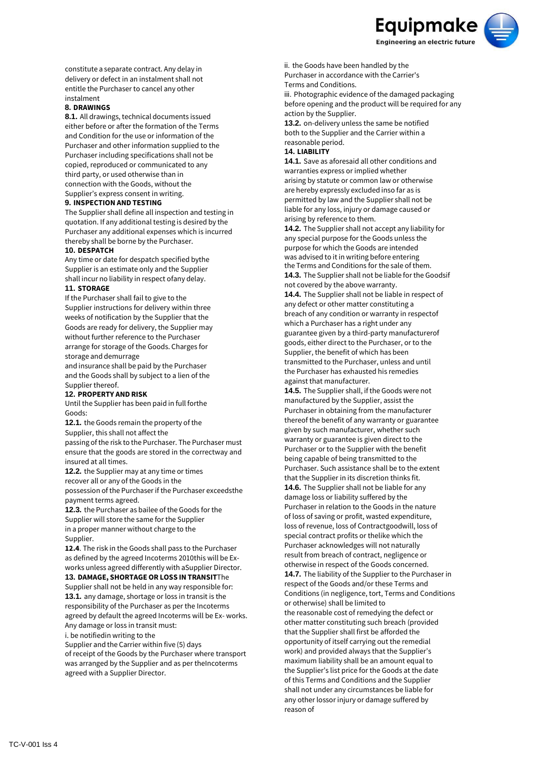constitute a separate contract. Any delay in delivery or defect in an instalment shall not entitle the Purchaser to cancel any other instalment

**8. DRAWINGS**

**8.1.** All drawings, technical documents issued either before or after the formation of the Terms and Condition for the use or information of the Purchaser and other information supplied to the Purchaser including specifications shall not be copied, reproduced or communicated to any third party, or used otherwise than in connection with the Goods, without the Supplier's express consent in writing.

**9. INSPECTION AND TESTING**

The Supplier shall define all inspection and testing in quotation. If any additional testing is desired by the Purchaser any additional expenses which is incurred thereby shall be borne by the Purchaser.

**10. DESPATCH**

Any time or date for despatch specified bythe Supplier is an estimate only and the Supplier shall incur no liability in respect ofany delay.

**11. STORAGE**

If the Purchaser shall fail to give to the Supplier instructions for delivery within three weeks of notification by the Supplier that the Goods are ready for delivery, the Supplier may without further reference to the Purchaser arrange for storage of the Goods. Charges for storage and demurrage and insurance shall be paid by the Purchaser and the Goods shall by subject to a lien of the Supplier thereof.

**12. PROPERTY AND RISK**

Until the Supplier has been paid in full forthe Goods:

**12.1.** the Goods remain the property of the Supplier, this shall not affect the passing of the risk to the Purchaser. The Purchaser must ensure that the goods are stored in the correctway and insured at all times.

**12.2.** the Supplier may at any time or times recover all or any of the Goods in the possession of the Purchaser if the Purchaser exceedsthe payment terms agreed.

**12.3.** the Purchaser as bailee of the Goods for the Supplier will store the same for the Supplier in a proper manner without charge to the Supplier.

**12.4**. The risk in the Goods shall pass to the Purchaser as defined by the agreed Incoterms 2010this will be Ex-works unless agreed differently with aSupplier Director.

**13. DAMAGE, SHORTAGE OR LOSS IN TRANSIT**The Supplier shall not be held in any way responsible for:

**13.1.** any damage, shortage or loss in transit is the responsibility of the Purchaser as per the Incoterms agreed by default the agreed Incoterms will be Ex- works. Any damage or loss in transit must:

i. be notifiedin writing to the Supplier and the Carrier within five (5) days of receipt of the Goods by the Purchaser where transport was arranged by the Supplier and as per theIncoterms agreed with a Supplier Director.

ii. the Goods have been handled by the Purchaser in accordance with the Carrier's Terms and Conditions.

iii. Photographic evidence of the damaged packaging before opening and the product will be required for any action by the Supplier.

**13.2.** on-delivery unless the same be notified both to the Supplier and the Carrier within a reasonable period.

**14. LIABILITY**

**14.1.** Save as aforesaid all other conditions and warranties express or implied whether arising by statute or common law or otherwise are hereby expressly excluded inso far as is permitted by law and the Supplier shall not be liable for any loss, injury or damage caused or arising by reference to them.

**14.2.** The Supplier shall not accept any liability for any special purpose for the Goods unless the purpose for which the Goods are intended was advised to it in writing before entering the Terms and Conditions for the sale of them.

**14.3.** The Supplier shall not be liable for the Goodsif not covered by the above warranty.

**14.4.** The Supplier shall not be liable in respect of any defect or other matter constituting a breach of any condition or warranty in respectof which a Purchaser has a right under any guarantee given by a third-party manufacturerof goods, either direct to the Purchaser, or to the Supplier, the benefit of which has been transmitted to the Purchaser, unless and until the Purchaser has exhausted his remedies against that manufacturer.

**14.5.** The Supplier shall, if the Goods were not manufactured by the Supplier, assist the Purchaser in obtaining from the manufacturer thereof the benefit of any warranty or guarantee given by such manufacturer, whether such warranty or guarantee is given direct to the Purchaser or to the Supplier with the benefit being capable of being transmitted to the Purchaser. Such assistance shall be to the extent that the Supplier in its discretion thinks fit.

**14.6.** The Supplier shall not be liable for any damage loss or liability suffered by the Purchaser in relation to the Goods in the nature of loss of saving or profit, wasted expenditure, loss of revenue, loss of Contractgoodwill, loss of special contract profits or thelike which the Purchaser acknowledges will not naturally result from breach of contract, negligence or otherwise in respect of the Goods concerned.

**14.7.** The liability of the Supplier to the Purchaser in respect of the Goods and/or these Terms and Conditions (in negligence, tort, Terms and Conditions or otherwise) shall be limited to the reasonable cost of remedying the defect or other matter constituting such breach (provided that the Supplier shall first be afforded the opportunity of itself carrying out the remedial work) and provided always that the Supplier's maximum liability shall be an amount equal to the Supplier's list price for the Goods at the date of this Terms and Conditions and the Supplier shall not under any circumstances be liable for any other lossor injury or damage suffered by reason of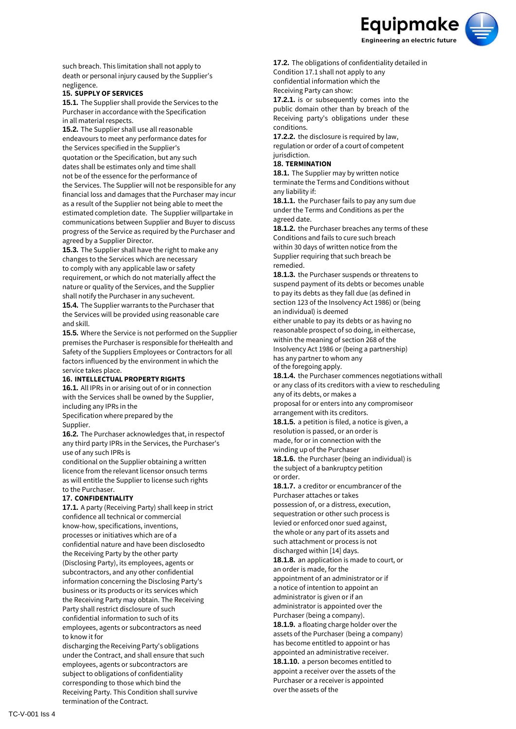such breach. This limitation shall not apply to death or personal injury caused by the Supplier's negligence.

**15. SUPPLY OF SERVICES**

**15.1.** The Supplier shall provide the Services to the Purchaser in accordance with the Specification in all material respects.

**15.2.** The Supplier shall use all reasonable endeavours to meet any performance dates for the Services specified in the Supplier's quotation or the Specification, but any such dates shall be estimates only and time shall not be of the essence for the performance of the Services. The Supplier will not be responsible for any financial loss and damages that the Purchaser may incur as a result of the Supplier not being able to meet the estimated completion date. The Supplier willpartake in communications between Supplier and Buyer to discuss progress of the Service as required by the Purchaser and agreed by a Supplier Director.

**15.3.** The Supplier shall have the right to make any changes to the Services which are necessary to comply with any applicable law or safety requirement, or which do not materially affect the nature or quality of the Services, and the Supplier shall notify the Purchaser in any suchevent.

**15.4.** The Supplier warrants to the Purchaser that the Services will be provided using reasonable care and skill.

**15.5.** Where the Service is not performed on the Supplier premises the Purchaser is responsible for theHealth and Safety of the Suppliers Employees or Contractors for all factors influenced by the environment in which the service takes place.

**16. INTELLECTUAL PROPERTY RIGHTS**

**16.1.** All IPRs in or arising out of or in connection with the Services shall be owned by the Supplier, including any IPRs in the Specification where prepared by the Supplier.

**16.2.** The Purchaser acknowledges that, in respectof any third party IPRs in the Services, the Purchaser's use of any such IPRs is conditional on the Supplier obtaining a written licence from the relevant licensor onsuch terms as will entitle the Supplier to license such rights to the Purchaser.

**17. CONFIDENTIALITY**

**17.1.** A party (Receiving Party) shall keep in strict confidence all technical or commercial know-how, specifications, inventions, processes or initiatives which are of a confidential nature and have been disclosedto the Receiving Party by the other party (Disclosing Party), its employees, agents or subcontractors, and any other confidential information concerning the Disclosing Party's business or its products or its services which the Receiving Party may obtain. The Receiving Party shall restrict disclosure of such confidential information to such of its employees, agents or subcontractors as need to know it for discharging the Receiving Party's obligations under the Contract, and shall ensure that such employees, agents or subcontractors are subject to obligations of confidentiality corresponding to those which bind the Receiving Party. This Condition shall survive termination of the Contract.

**17.2.** The obligations of confidentiality detailed in Condition 17.1 shall not apply to any confidential information which the Receiving Party can show:

**17.2.1.** is or subsequently comes into the public domain other than by breach of the Receiving party's obligations under these conditions.

**17.2.2.** the disclosure is required by law, regulation or order of a court of competent jurisdiction.

**18. TERMINATION**

**18.1.** The Supplier may by written notice terminate the Terms and Conditions without any liability if:

**18.1.1.** the Purchaser fails to pay any sum due under the Terms and Conditions as per the agreed date.

**18.1.2.** the Purchaser breaches any terms of these Conditions and fails to cure such breach within 30 days of written notice from the Supplier requiring that such breach be remedied.

**18.1.3.** the Purchaser suspends or threatens to suspend payment of its debts or becomes unable to pay its debts as they fall due (as defined in section 123 of the Insolvency Act 1986) or (being an individual) is deemed either unable to pay its debts or as having no reasonable prospect of so doing, in eithercase, within the meaning of section 268 of the Insolvency Act 1986 or (being a partnership) has any partner to whom any of the foregoing apply.

**18.1.4.** the Purchaser commences negotiations withall or any class of its creditors with a view to rescheduling any of its debts, or makes a proposal for or enters into any compromiseor arrangement with its creditors.

**18.1.5.** a petition is filed, a notice is given, a resolution is passed, or an order is made, for or in connection with the winding up of the Purchaser

**18.1.6.** the Purchaser (being an individual) is the subject of a bankruptcy petition or order.

**18.1.7.** a creditor or encumbrancer of the Purchaser attaches or takes possession of, or a distress, execution, sequestration or other such process is levied or enforced onor sued against, the whole or any part of its assets and such attachment or process is not discharged within [14] days.

**18.1.8.** an application is made to court, or an order is made, for the appointment of an administrator or if a notice of intention to appoint an administrator is given or if an administrator is appointed over the Purchaser (being a company).

**18.1.9.** a floating charge holder over the assets of the Purchaser (being a company) has become entitled to appoint or has appointed an administrative receiver.

**18.1.10.** a person becomes entitled to appoint a receiver over the assets of the Purchaser or a receiver is appointed over the assets of the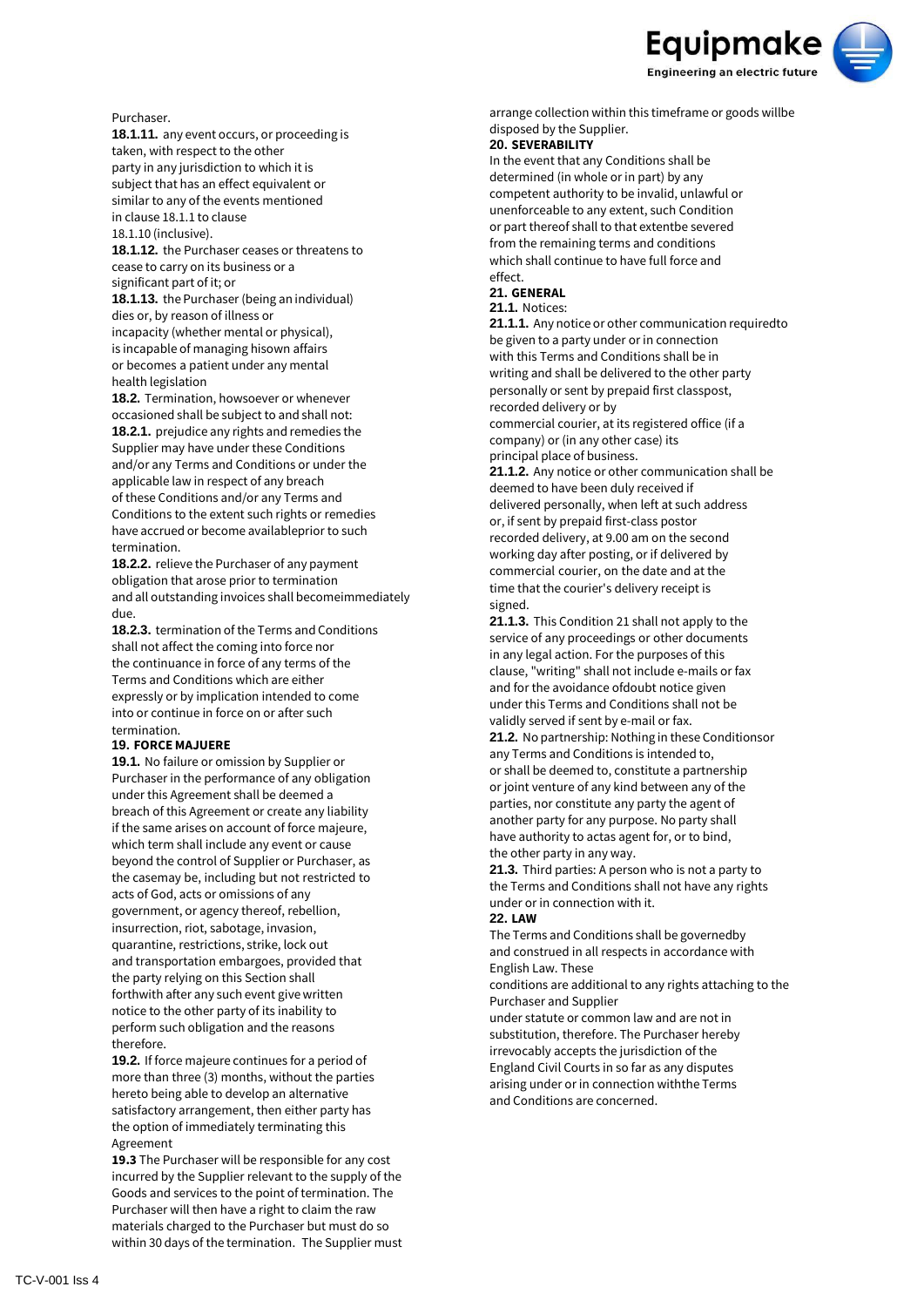Purchaser.

**18.1.11.** any event occurs, or proceeding is taken, with respect to the other party in any jurisdiction to which it is subject that has an effect equivalent or similar to any of the events mentioned in clause 18.1.1 to clause 18.1.10 (inclusive).

**18.1.12.** the Purchaser ceases or threatens to cease to carry on its business or a significant part of it; or

**18.1.13.** the Purchaser (being an individual) dies or, by reason of illness or incapacity (whether mental or physical), is incapable of managing hisown affairs or becomes a patient under any mental health legislation

**18.2.** Termination, howsoever or whenever occasioned shall be subject to and shall not:

**18.2.1.** prejudice any rights and remedies the Supplier may have under these Conditions and/or any Terms and Conditions or under the applicable law in respect of any breach of these Conditions and/or any Terms and Conditions to the extent such rights or remedies have accrued or become availableprior to such termination.

**18.2.2.** relieve the Purchaser of any payment obligation that arose prior to termination and all outstanding invoices shall becomeimmediately due.

**18.2.3.** termination of the Terms and Conditions shall not affect the coming into force nor the continuance in force of any terms of the Terms and Conditions which are either expressly or by implication intended to come into or continue in force on or after such termination.

**19. FORCE MAJUERE**

**19.1.** No failure or omission by Supplier or Purchaser in the performance of any obligation under this Agreement shall be deemed a breach of this Agreement or create any liability if the same arises on account of force majeure, which term shall include any event or cause beyond the control of Supplier or Purchaser, as the casemay be, including but not restricted to acts of God, acts or omissions of any government, or agency thereof, rebellion, insurrection, riot, sabotage, invasion, quarantine, restrictions, strike, lock out and transportation embargoes, provided that the party relying on this Section shall forthwith after any such event give written notice to the other party of its inability to perform such obligation and the reasons therefore.

**19.2.** If force majeure continues for a period of more than three (3) months, without the parties hereto being able to develop an alternative satisfactory arrangement, then either party has the option of immediately terminating this Agreement

**19.3** The Purchaser will be responsible for any cost incurred by the Supplier relevant to the supply of the Goods and services to the point of termination. The Purchaser will then have a right to claim the raw materials charged to the Purchaser but must do so within 30 days of the termination. The Supplier must arrange collection within this timeframe or goods willbe disposed by the Supplier.

**20. SEVERABILITY**

In the event that any Conditions shall be determined (in whole or in part) by any competent authority to be invalid, unlawful or unenforceable to any extent, such Condition or part thereof shall to that extentbe severed from the remaining terms and conditions which shall continue to have full force and effect.

**21. GENERAL**

**21.1.** Notices:

**21.1.1.** Any notice or other communication requiredto be given to a party under or in connection with this Terms and Conditions shall be in writing and shall be delivered to the other party personally or sent by prepaid first classpost, recorded delivery or by commercial courier, at its registered office (if a company) or (in any other case) its principal place of business.

**21.1.2.** Any notice or other communication shall be deemed to have been duly received if delivered personally, when left at such address or, if sent by prepaid first-class post or recorded delivery, at 9.00 am on the second working day after posting, or if delivered by commercial courier, on the date and at the time that the courier's delivery receipt is signed.

**21.1.3.** This Condition 21 shall not apply to the service of any proceedings or other documents in any legal action. For the purposes of this clause, "writing" shall not include e-mails or fax and for the avoidance ofdoubt notice given under this Terms and Conditions shall not be validly served if sent by e-mail or fax.

**21.2.** No partnership: Nothing in these Conditionsor any Terms and Conditions is intended to, or shall be deemed to, constitute a partnership or joint venture of any kind between any of the parties, nor constitute any party the agent of another party for any purpose. No party shall have authority to actas agent for, or to bind, the other party in any way.

**21.3.** Third parties: A person who is not a party to the Terms and Conditions shall not have any rights under or in connection with it.

**22. LAW**

The Terms and Conditions shall be governedby and construed in all respects in accordance with English Law. These conditions are additional to any rights attaching to the Purchaser and Supplier under statute or common law and are not in substitution, therefore. The Purchaser hereby irrevocably accepts the jurisdiction of the England Civil Courts in so far as any disputes arising under or in connection withthe Terms and Conditions are concerned.